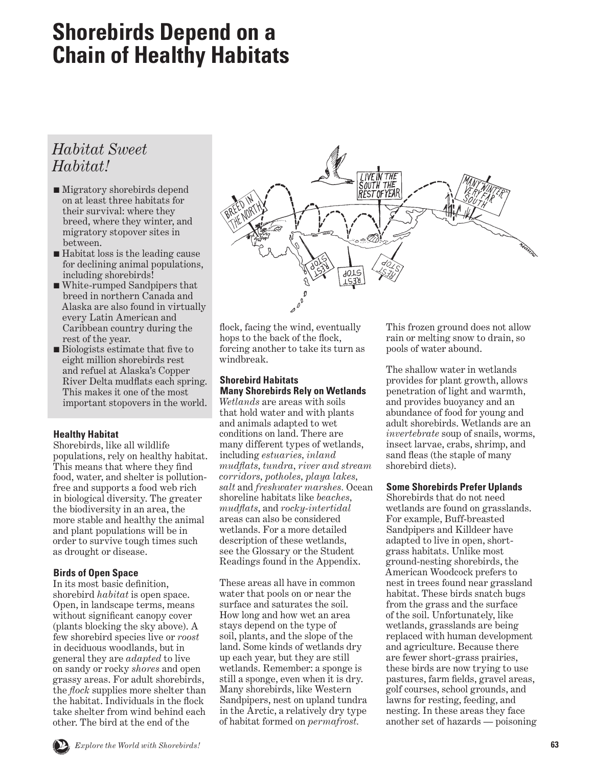# Shorebirds Depend on a Chain of Healthy Habitats

## *Habitat Sweet Habitat!*

- Migratory shorebirds depend on at least three habitats for their survival: where they breed, where they winter, and migratory stopover sites in between.
- Habitat loss is the leading cause for declining animal populations, including shorebirds!
- White-rumped Sandpipers that breed in northern Canada and Alaska are also found in virtually every Latin American and Caribbean country during the rest of the year.
- Biologists estimate that five to eight million shorebirds rest and refuel at Alaska's Copper River Delta mudflats each spring. This makes it one of the most important stopovers in the world.

### Healthy Habitat

Shorebirds, like all wildlife populations, rely on healthy habitat. This means that where they find food, water, and shelter is pollution-free and supports a food web rich in biological diversity. The greater the biodiversity in an area, the more stable and healthy the animal and plant populations will be in order to survive tough times such as drought or disease.

### Birds of Open Space

In its most basic definition, shorebird *habitat* is open space. Open, in landscape terms, means without significant canopy cover (plants blocking the sky above). A few shorebird species live or *roost* in deciduous woodlands, but in general they are *adapted* to live on sandy or rocky *shores* and open grassy areas. For adult shorebirds, the *flock* supplies more shelter than the habitat. Individuals in the flock take shelter from wind behind each other. The bird at the end of the flock, facing the wind, eventually hops to the back of the flock, forcing another to take its turn as windbreak.

### Shorebird Habitats

### Many Shorebirds Rely on Wetlands

*Wetlands* are areas with soils that hold water and with plants and animals adapted to wet conditions on land. There are many different types of wetlands, including *estuaries, inland mudflats, tundra, river and stream corridors, potholes, playa lakes, salt* and *freshwater marshes.* Ocean shoreline habitats like *beaches, mudflats,* and *rocky-intertidal* areas can also be considered wetlands. For a more detailed description of these wetlands, see the Glossary or the Student Readings found in the Appendix.

These areas all have in common water that pools on or near the surface and saturates the soil. How long and how wet an area stays depend on the type of soil, plants, and the slope of the land. Some kinds of wetlands dry up each year, but they are still wetlands. Remember: a sponge is still a sponge, even when it is dry. Many shorebirds, like Western Sandpipers, nest on upland tundra in the Arctic, a relatively dry type of habitat formed on *permafrost.* This frozen ground does not allow rain or melting snow to drain, so pools of water abound.

The shallow water in wetlands provides for plant growth, allows penetration of light and warmth, and provides buoyancy and an abundance of food for young and adult shorebirds. Wetlands are an *invertebrate* soup of snails, worms, insect larvae, crabs, shrimp, and sand fleas (the staple of many shorebird diets).

### Some Shorebirds Prefer Uplands

Shorebirds that do not need wetlands are found on grasslands. For example, Buff-breasted Sandpipers and Killdeer have adapted to live in open, short-grass habitats. Unlike most ground-nesting shorebirds, the American Woodcock prefers to nest in trees found near grassland habitat. These birds snatch bugs from the grass and the surface of the soil. Unfortunately, like wetlands, grasslands are being replaced with human development and agriculture. Because there are fewer short-grass prairies, these birds are now trying to use pastures, farm fields, gravel areas, golf courses, school grounds, and lawns for resting, feeding, and nesting. In these areas they face another set of hazards — poisoning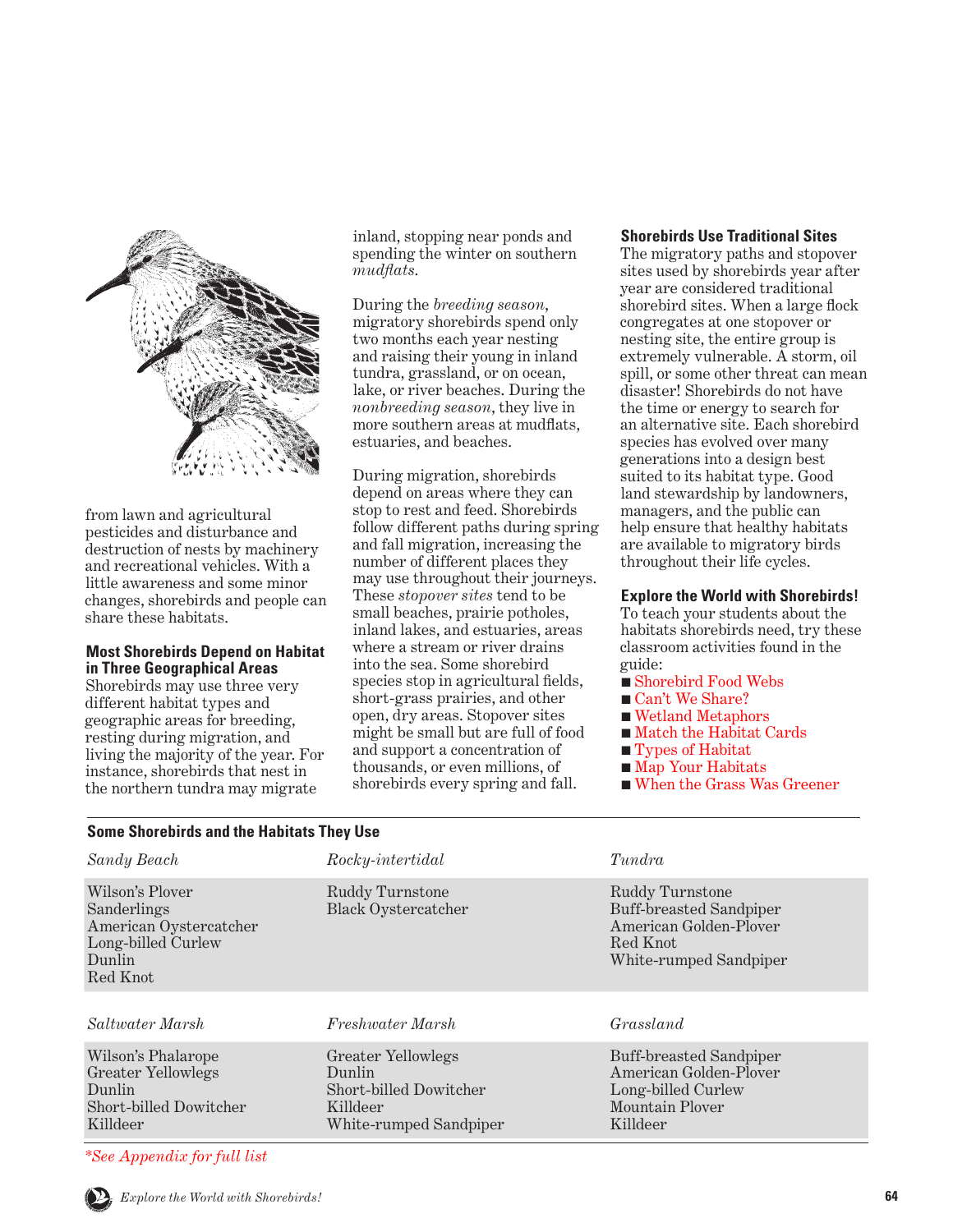from lawn and agricultural pesticides and disturbance and destruction of nests by machinery and recreational vehicles. With a little awareness and some minor changes, shorebirds and people can share these habitats.

### Most Shorebirds Depend on Habitat in Three Geographical Areas

Shorebirds may use three very different habitat types and geographic areas for breeding, resting during migration, and living the majority of the year. For instance, shorebirds that nest in the northern tundra may migrate inland, stopping near ponds and spending the winter on southern *mudflats*.

During the *breeding season*, migratory shorebirds spend only two months each year nesting and raising their young in inland tundra, grassland, or on ocean, lake, or river beaches. During the *nonbreeding season*, they live in more southern areas at mudflats, estuaries, and beaches.

During migration, shorebirds depend on areas where they can stop to rest and feed. Shorebirds follow different paths during spring and fall migration, increasing the number of different places they may use throughout their journeys. These *stopover sites* tend to be small beaches, prairie potholes, inland lakes, and estuaries, areas where a stream or river drains into the sea. Some shorebird species stop in agricultural fields, short-grass prairies, and other open, dry areas. Stopover sites might be small but are full of food and support a concentration of thousands, or even millions, of shorebirds every spring and fall.

### Shorebirds Use Traditional Sites

The migratory paths and stopover sites used by shorebirds year after year are considered traditional shorebird sites. When a large flock congregates at one stopover or nesting site, the entire group is extremely vulnerable. A storm, oil spill, or some other threat can mean disaster! Shorebirds do not have the time or energy to search for an alternative site. Each shorebird species has evolved over many generations into a design best suited to its habitat type. Good land stewardship by landowners, managers, and the public can help ensure that healthy habitats are available to migratory birds throughout their life cycles.

### Explore the World with Shorebirds!

To teach your students about the habitats shorebirds need, try these classroom activities found in the guide:

- Shorebird Food Webs
- Can't We Share?
- Wetland Metaphors
- Match the Habitat Cards
- Types of Habitat
- Map Your Habitats
- When the Grass Was Greener

### Some Shorebirds and the Habitats They Use

| *Sandy Beach* | *Rocky-intertidal* | *Tundra* |
|---|---|---|
| Wilson's Plover<br>Sanderlings<br>American Oystercatcher<br>Long-billed Curlew<br>Dunlin<br>Red Knot | Ruddy Turnstone<br>Black Oystercatcher | Ruddy Turnstone<br>Buff-breasted Sandpiper<br>American Golden-Plover<br>Red Knot<br>White-rumped Sandpiper |
| *Saltwater Marsh* | *Freshwater Marsh* | *Grassland* |
| Wilson's Phalarope<br>Greater Yellowlegs<br>Dunlin<br>Short-billed Dowitcher<br>Killdeer | Greater Yellowlegs<br>Dunlin<br>Short-billed Dowitcher<br>Killdeer<br>White-rumped Sandpiper | Buff-breasted Sandpiper<br>American Golden-Plover<br>Long-billed Curlew<br>Mountain Plover<br>Killdeer |

*\*See Appendix for full list*